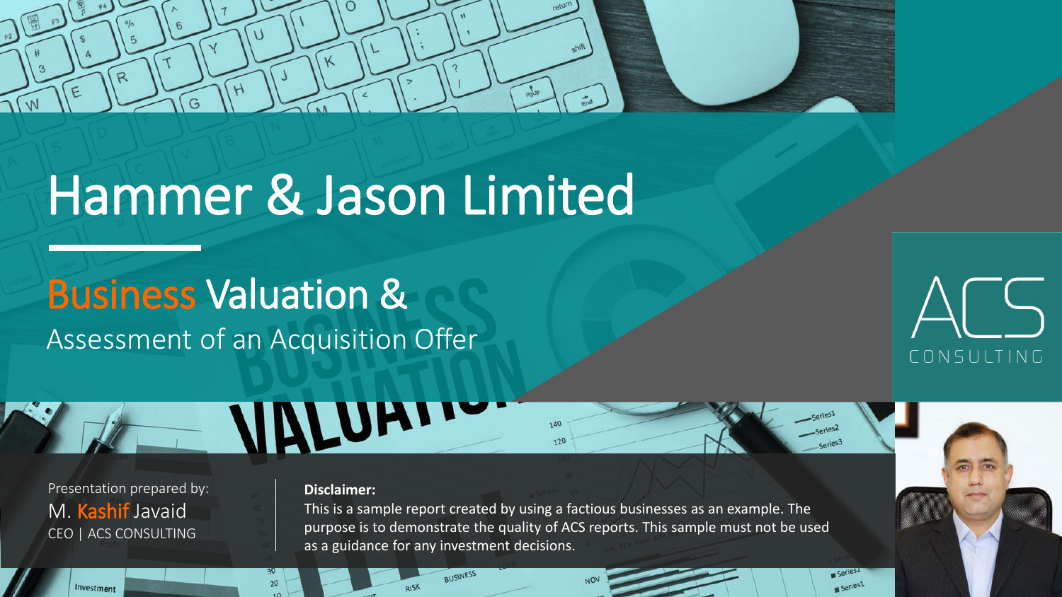# Hammer & Jason Limited

## Business Valuation &

### Assessment of an Acquisition Offer

ACS CONSULTING

Presentation prepared by:

M. Kashif Javaid

CEO | ACS CONSULTING

**Disclaimer:**

This is a sample report created by using a factious businesses as an example. The purpose is to demonstrate the quality of ACS reports. This sample must not be used as a guidance for any investment decisions.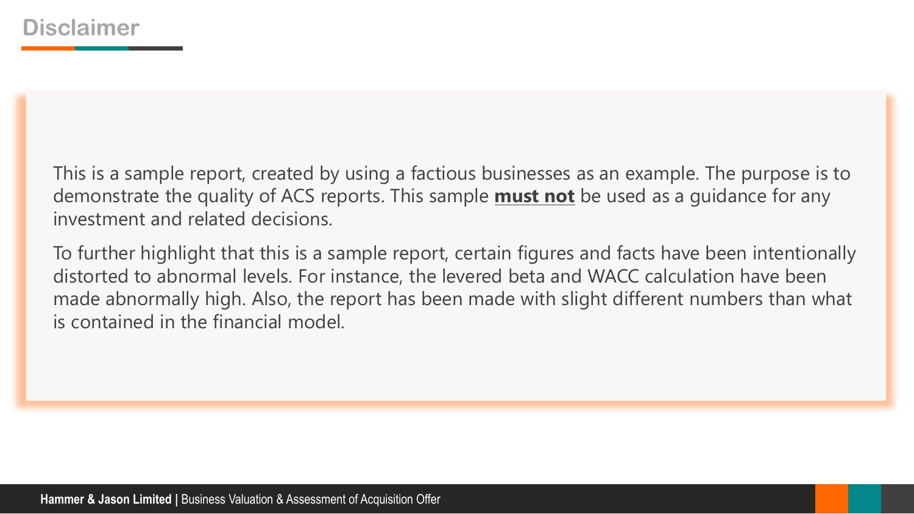# Disclaimer

This is a sample report, created by using a factious businesses as an example. The purpose is to demonstrate the quality of ACS reports. This sample **must not** be used as a guidance for any investment and related decisions.

To further highlight that this is a sample report, certain figures and facts have been intentionally distorted to abnormal levels. For instance, the levered beta and WACC calculation have been made abnormally high. Also, the report has been made with slight different numbers than what is contained in the financial model.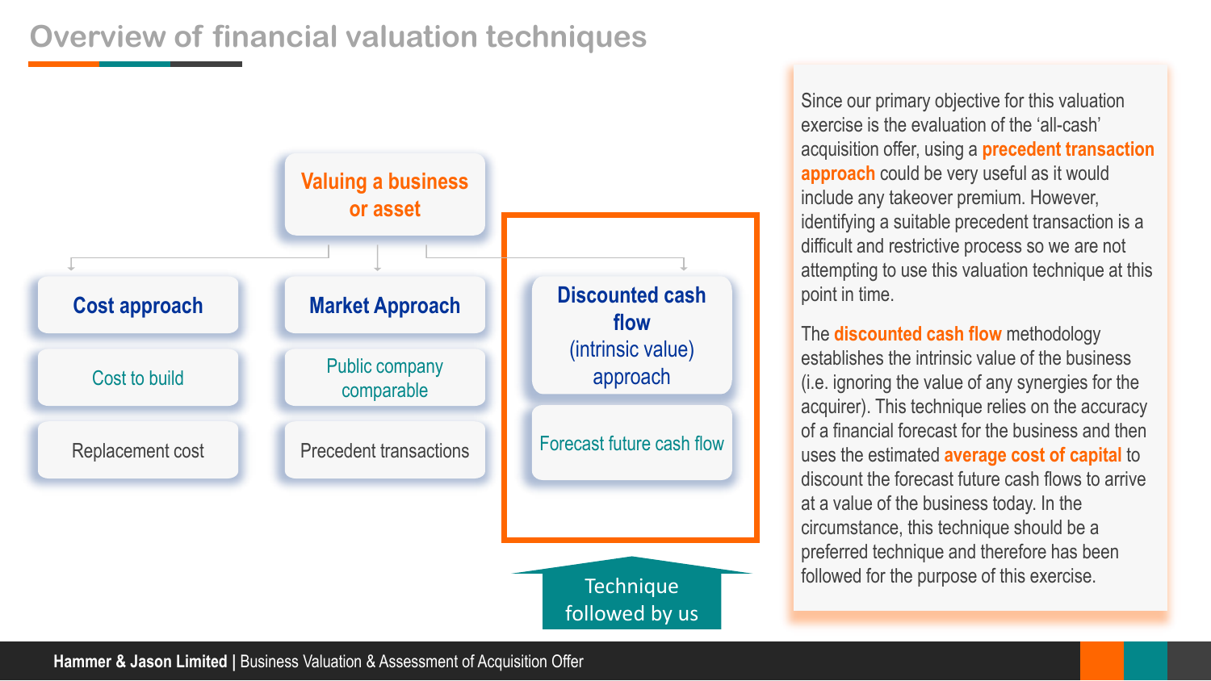# Overview of financial valuation techniques

**Valuing a business or asset**

- **Cost approach**
  - Cost to build
  - Replacement cost
- **Market Approach**
  - Public company comparable
  - Precedent transactions
- **Discounted cash flow (intrinsic value) approach**
  - Forecast future cash flow

Technique followed by us

Since our primary objective for this valuation exercise is the evaluation of the 'all-cash' acquisition offer, using a **precedent transaction approach** could be very useful as it would include any takeover premium. However, identifying a suitable precedent transaction is a difficult and restrictive process so we are not attempting to use this valuation technique at this point in time.

The **discounted cash flow** methodology establishes the intrinsic value of the business (i.e. ignoring the value of any synergies for the acquirer). This technique relies on the accuracy of a financial forecast for the business and then uses the estimated **average cost of capital** to discount the forecast future cash flows to arrive at a value of the business today. In the circumstance, this technique should be a preferred technique and therefore has been followed for the purpose of this exercise.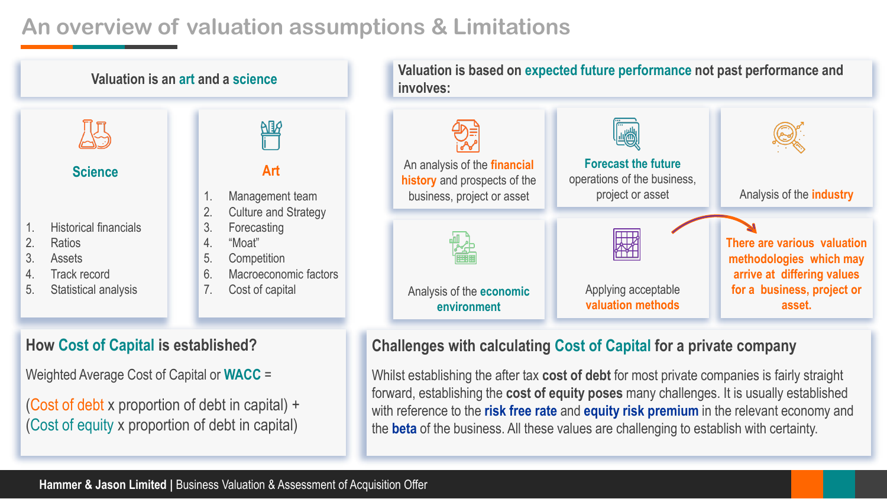# An overview of valuation assumptions & Limitations

## Valuation is an art and a science

**Science**

1. Historical financials
2. Ratios
3. Assets
4. Track record
5. Statistical analysis

**Art**

1. Management team
2. Culture and Strategy
3. Forecasting
4. "Moat"
5. Competition
6. Macroeconomic factors
7. Cost of capital

## Valuation is based on expected future performance not past performance and involves:

- An analysis of the **financial history** and prospects of the business, project or asset
- **Forecast the future** operations of the business, project or asset
- Analysis of the **industry**
- Analysis of the **economic environment**
- Applying acceptable **valuation methods**
- **There are various valuation methodologies which may arrive at differing values for a business, project or asset.**

## How Cost of Capital is established?

Weighted Average Cost of Capital or **WACC** =

(Cost of debt x proportion of debt in capital) +
(Cost of equity x proportion of debt in capital)

## Challenges with calculating Cost of Capital for a private company

Whilst establishing the after tax **cost of debt** for most private companies is fairly straight forward, establishing the **cost of equity poses** many challenges. It is usually established with reference to the **risk free rate** and **equity risk premium** in the relevant economy and the **beta** of the business. All these values are challenging to establish with certainty.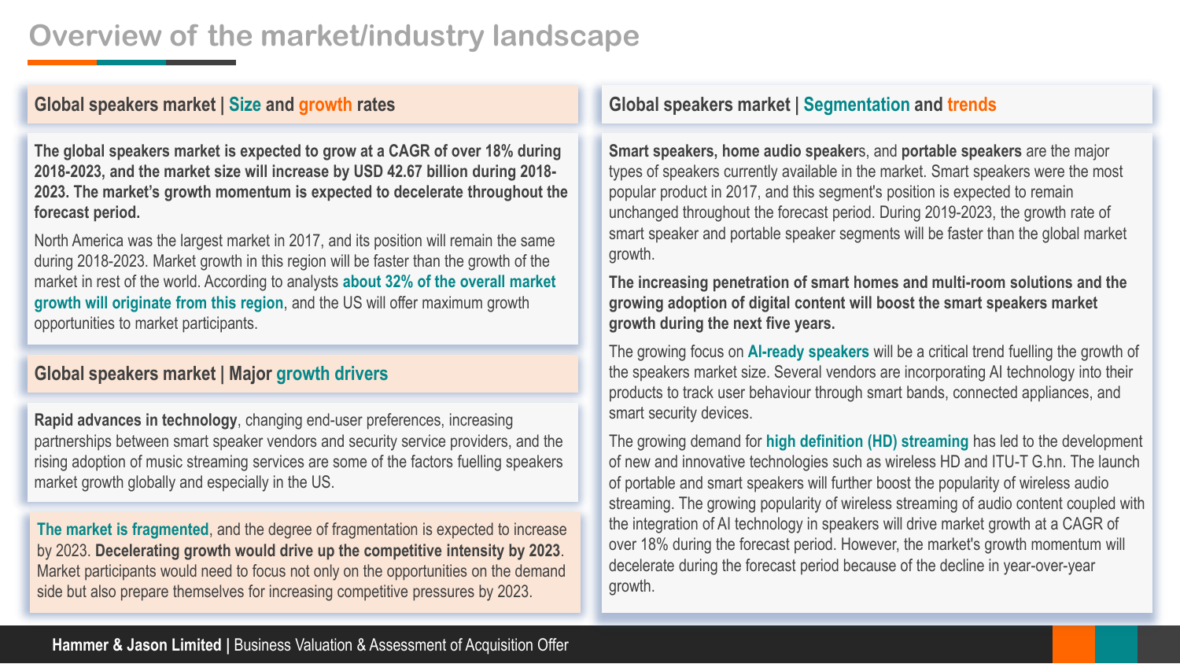# Overview of the market/industry landscape

## Global speakers market | Size and growth rates

**The global speakers market is expected to grow at a CAGR of over 18% during 2018-2023, and the market size will increase by USD 42.67 billion during 2018-2023. The market's growth momentum is expected to decelerate throughout the forecast period.**

North America was the largest market in 2017, and its position will remain the same during 2018-2023. Market growth in this region will be faster than the growth of the market in rest of the world. According to analysts **about 32% of the overall market growth will originate from this region**, and the US will offer maximum growth opportunities to market participants.

## Global speakers market | Major growth drivers

**Rapid advances in technology**, changing end-user preferences, increasing partnerships between smart speaker vendors and security service providers, and the rising adoption of music streaming services are some of the factors fuelling speakers market growth globally and especially in the US.

**The market is fragmented**, and the degree of fragmentation is expected to increase by 2023. **Decelerating growth would drive up the competitive intensity by 2023**. Market participants would need to focus not only on the opportunities on the demand side but also prepare themselves for increasing competitive pressures by 2023.

## Global speakers market | Segmentation and trends

**Smart speakers, home audio speaker**s, and **portable speakers** are the major types of speakers currently available in the market. Smart speakers were the most popular product in 2017, and this segment's position is expected to remain unchanged throughout the forecast period. During 2019-2023, the growth rate of smart speaker and portable speaker segments will be faster than the global market growth.

**The increasing penetration of smart homes and multi-room solutions and the growing adoption of digital content will boost the smart speakers market growth during the next five years.**

The growing focus on **AI-ready speakers** will be a critical trend fuelling the growth of the speakers market size. Several vendors are incorporating AI technology into their products to track user behaviour through smart bands, connected appliances, and smart security devices.

The growing demand for **high definition (HD) streaming** has led to the development of new and innovative technologies such as wireless HD and ITU-T G.hn. The launch of portable and smart speakers will further boost the popularity of wireless audio streaming. The growing popularity of wireless streaming of audio content coupled with the integration of AI technology in speakers will drive market growth at a CAGR of over 18% during the forecast period. However, the market's growth momentum will decelerate during the forecast period because of the decline in year-over-year growth.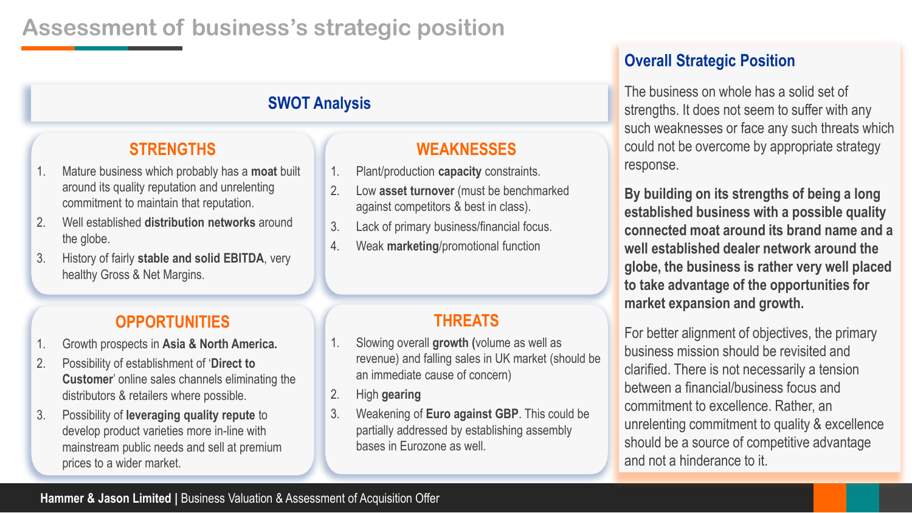# Assessment of business's strategic position

## SWOT Analysis

### STRENGTHS

1. Mature business which probably has a **moat** built around its quality reputation and unrelenting commitment to maintain that reputation.
2. Well established **distribution networks** around the globe.
3. History of fairly **stable and solid EBITDA**, very healthy Gross & Net Margins.

### WEAKNESSES

1. Plant/production **capacity** constraints.
2. Low **asset turnover** (must be benchmarked against competitors & best in class).
3. Lack of primary business/financial focus.
4. Weak **marketing**/promotional function

### OPPORTUNITIES

1. Growth prospects in **Asia & North America.**
2. Possibility of establishment of '**Direct to Customer**' online sales channels eliminating the distributors & retailers where possible.
3. Possibility of **leveraging quality repute** to develop product varieties more in-line with mainstream public needs and sell at premium prices to a wider market.

### THREATS

1. Slowing overall **growth (**volume as well as revenue) and falling sales in UK market (should be an immediate cause of concern)
2. High **gearing**
3. Weakening of **Euro against GBP**. This could be partially addressed by establishing assembly bases in Eurozone as well.

## Overall Strategic Position

The business on whole has a solid set of strengths. It does not seem to suffer with any such weaknesses or face any such threats which could not be overcome by appropriate strategy response.

**By building on its strengths of being a long established business with a possible quality connected moat around its brand name and a well established dealer network around the globe, the business is rather very well placed to take advantage of the opportunities for market expansion and growth.**

For better alignment of objectives, the primary business mission should be revisited and clarified. There is not necessarily a tension between a financial/business focus and commitment to excellence. Rather, an unrelenting commitment to quality & excellence should be a source of competitive advantage and not a hinderance to it.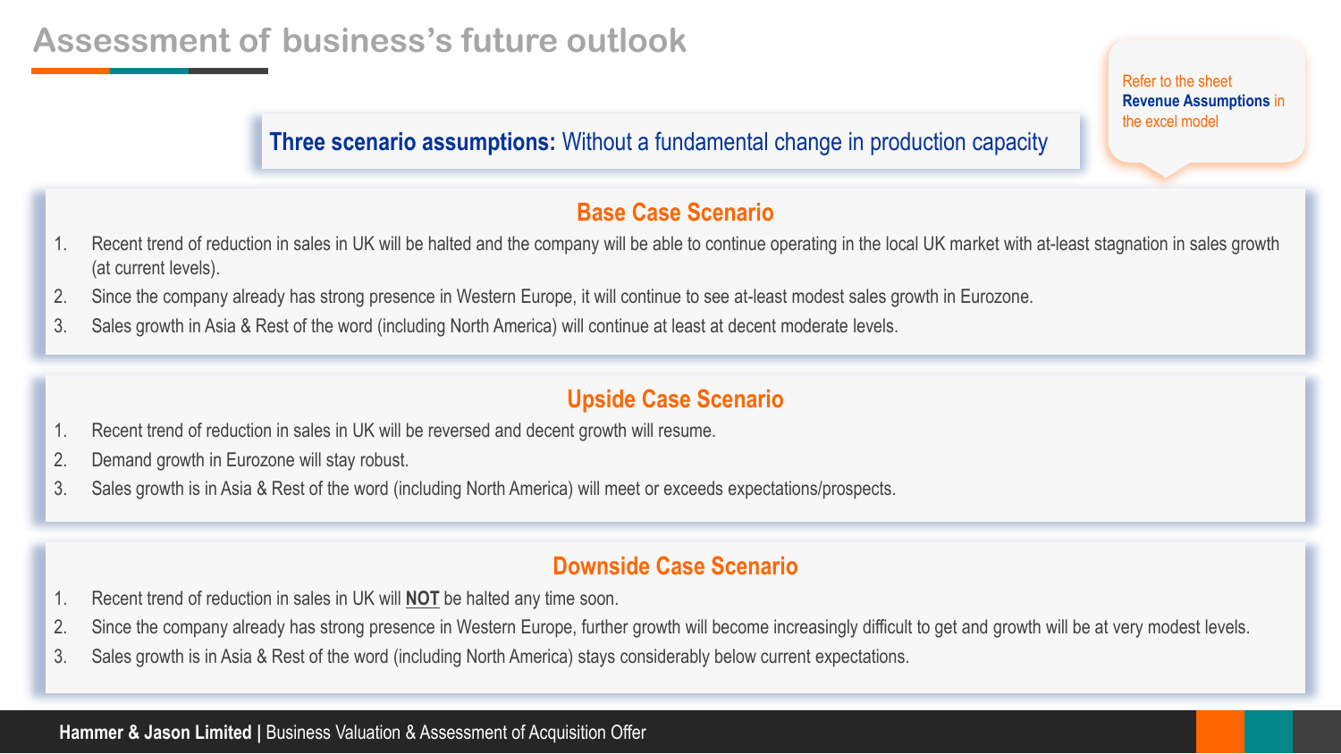# Assessment of business's future outlook

Refer to the sheet **Revenue Assumptions** in the excel model

**Three scenario assumptions:** Without a fundamental change in production capacity

## Base Case Scenario

1. Recent trend of reduction in sales in UK will be halted and the company will be able to continue operating in the local UK market with at-least stagnation in sales growth (at current levels).
2. Since the company already has strong presence in Western Europe, it will continue to see at-least modest sales growth in Eurozone.
3. Sales growth in Asia & Rest of the word (including North America) will continue at least at decent moderate levels.

## Upside Case Scenario

1. Recent trend of reduction in sales in UK will be reversed and decent growth will resume.
2. Demand growth in Eurozone will stay robust.
3. Sales growth is in Asia & Rest of the word (including North America) will meet or exceeds expectations/prospects.

## Downside Case Scenario

1. Recent trend of reduction in sales in UK will **NOT** be halted any time soon.
2. Since the company already has strong presence in Western Europe, further growth will become increasingly difficult to get and growth will be at very modest levels.
3. Sales growth is in Asia & Rest of the word (including North America) stays considerably below current expectations.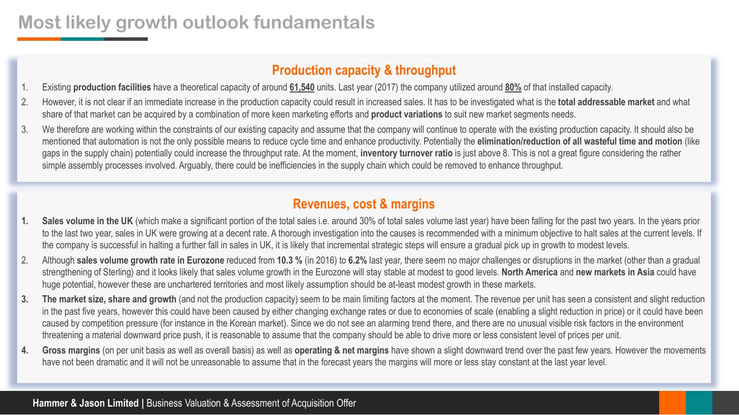# Most likely growth outlook fundamentals

## Production capacity & throughput

1. Existing **production facilities** have a theoretical capacity of around **61,540** units. Last year (2017) the company utilized around **80%** of that installed capacity.
2. However, it is not clear if an immediate increase in the production capacity could result in increased sales. It has to be investigated what is the **total addressable market** and what share of that market can be acquired by a combination of more keen marketing efforts and **product variations** to suit new market segments needs.
3. We therefore are working within the constraints of our existing capacity and assume that the company will continue to operate with the existing production capacity. It should also be mentioned that automation is not the only possible means to reduce cycle time and enhance productivity. Potentially the **elimination/reduction of all wasteful time and motion** (like gaps in the supply chain) potentially could increase the throughput rate. At the moment, **inventory turnover ratio** is just above 8. This is not a great figure considering the rather simple assembly processes involved. Arguably, there could be inefficiencies in the supply chain which could be removed to enhance throughput.

## Revenues, cost & margins

1. **Sales volume in the UK** (which make a significant portion of the total sales i.e. around 30% of total sales volume last year) have been falling for the past two years. In the years prior to the last two year, sales in UK were growing at a decent rate. A thorough investigation into the causes is recommended with a minimum objective to halt sales at the current levels. If the company is successful in halting a further fall in sales in UK, it is likely that incremental strategic steps will ensure a gradual pick up in growth to modest levels.
2. Although **sales volume growth rate in Eurozone** reduced from **10.3 %** (in 2016) to **6.2%** last year, there seem no major challenges or disruptions in the market (other than a gradual strengthening of Sterling) and it looks likely that sales volume growth in the Eurozone will stay stable at modest to good levels. **North America** and **new markets in Asia** could have huge potential, however these are unchartered territories and most likely assumption should be at-least modest growth in these markets.
3. **The market size, share and growth** (and not the production capacity) seem to be main limiting factors at the moment. The revenue per unit has seen a consistent and slight reduction in the past five years, however this could have been caused by either changing exchange rates or due to economies of scale (enabling a slight reduction in price) or it could have been caused by competition pressure (for instance in the Korean market). Since we do not see an alarming trend there, and there are no unusual visible risk factors in the environment threatening a material downward price push, it is reasonable to assume that the company should be able to drive more or less consistent level of prices per unit.
4. **Gross margins** (on per unit basis as well as overall basis) as well as **operating & net margins** have shown a slight downward trend over the past few years. However the movements have not been dramatic and it will not be unreasonable to assume that in the forecast years the margins will more or less stay constant at the last year level.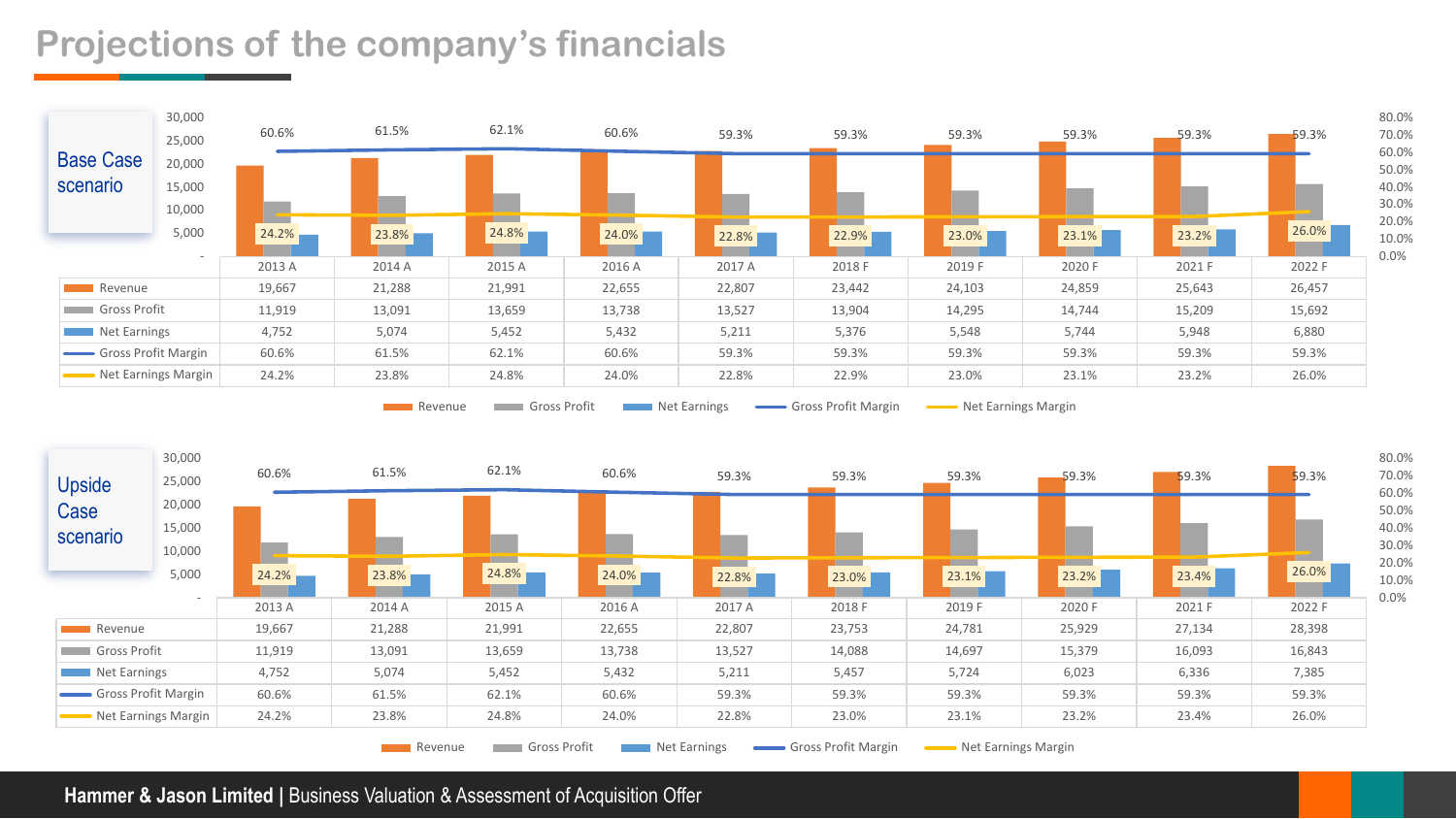# Projections of the company's financials

## Base Case scenario

| | 2013 A | 2014 A | 2015 A | 2016 A | 2017 A | 2018 F | 2019 F | 2020 F | 2021 F | 2022 F |
|---|---|---|---|---|---|---|---|---|---|---|
| Revenue | 19,667 | 21,288 | 21,991 | 22,655 | 22,807 | 23,442 | 24,103 | 24,859 | 25,643 | 26,457 |
| Gross Profit | 11,919 | 13,091 | 13,659 | 13,738 | 13,527 | 13,904 | 14,295 | 14,744 | 15,209 | 15,692 |
| Net Earnings | 4,752 | 5,074 | 5,452 | 5,432 | 5,211 | 5,376 | 5,548 | 5,744 | 5,948 | 6,880 |
| Gross Profit Margin | 60.6% | 61.5% | 62.1% | 60.6% | 59.3% | 59.3% | 59.3% | 59.3% | 59.3% | 59.3% |
| Net Earnings Margin | 24.2% | 23.8% | 24.8% | 24.0% | 22.8% | 22.9% | 23.0% | 23.1% | 23.2% | 26.0% |

## Upside Case scenario

| | 2013 A | 2014 A | 2015 A | 2016 A | 2017 A | 2018 F | 2019 F | 2020 F | 2021 F | 2022 F |
|---|---|---|---|---|---|---|---|---|---|---|
| Revenue | 19,667 | 21,288 | 21,991 | 22,655 | 22,807 | 23,753 | 24,781 | 25,929 | 27,134 | 28,398 |
| Gross Profit | 11,919 | 13,091 | 13,659 | 13,738 | 13,527 | 14,088 | 14,697 | 15,379 | 16,093 | 16,843 |
| Net Earnings | 4,752 | 5,074 | 5,452 | 5,432 | 5,211 | 5,457 | 5,724 | 6,023 | 6,336 | 7,385 |
| Gross Profit Margin | 60.6% | 61.5% | 62.1% | 60.6% | 59.3% | 59.3% | 59.3% | 59.3% | 59.3% | 59.3% |
| Net Earnings Margin | 24.2% | 23.8% | 24.8% | 24.0% | 22.8% | 23.0% | 23.1% | 23.2% | 23.4% | 26.0% |

**Hammer & Jason Limited** | Business Valuation & Assessment of Acquisition Offer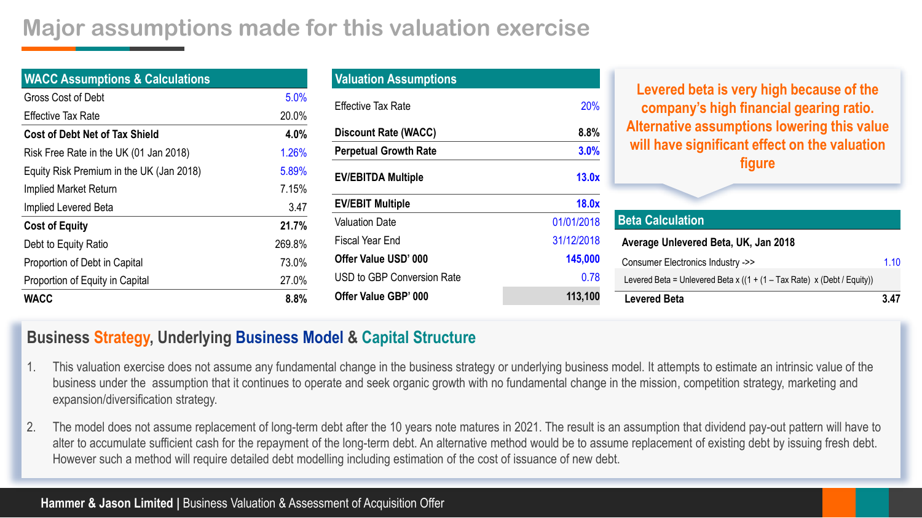# Major assumptions made for this valuation exercise

| WACC Assumptions & Calculations | |
|---|---|
| Gross Cost of Debt | 5.0% |
| Effective Tax Rate | 20.0% |
| **Cost of Debt Net of Tax Shield** | **4.0%** |
| Risk Free Rate in the UK (01 Jan 2018) | 1.26% |
| Equity Risk Premium in the UK (Jan 2018) | 5.89% |
| Implied Market Return | 7.15% |
| Implied Levered Beta | 3.47 |
| **Cost of Equity** | **21.7%** |
| Debt to Equity Ratio | 269.8% |
| Proportion of Debt in Capital | 73.0% |
| Proportion of Equity in Capital | 27.0% |
| **WACC** | **8.8%** |

| Valuation Assumptions | |
|---|---|
| Effective Tax Rate | 20% |
| **Discount Rate (WACC)** | **8.8%** |
| **Perpetual Growth Rate** | **3.0%** |
| **EV/EBITDA Multiple** | **13.0x** |
| **EV/EBIT Multiple** | **18.0x** |
| Valuation Date | 01/01/2018 |
| Fiscal Year End | 31/12/2018 |
| **Offer Value USD' 000** | **145,000** |
| USD to GBP Conversion Rate | 0.78 |
| **Offer Value GBP' 000** | **113,100** |

**Levered beta is very high because of the company's high financial gearing ratio. Alternative assumptions lowering this value will have significant effect on the valuation figure**

| Beta Calculation | |
|---|---|
| **Average Unlevered Beta, UK, Jan 2018** | |
| Consumer Electronics Industry ->> | 1.10 |
| Levered Beta = Unlevered Beta x ((1 + (1 – Tax Rate) x (Debt / Equity)) | |
| **Levered Beta** | **3.47** |

## Business Strategy, Underlying Business Model & Capital Structure

1. This valuation exercise does not assume any fundamental change in the business strategy or underlying business model. It attempts to estimate an intrinsic value of the business under the assumption that it continues to operate and seek organic growth with no fundamental change in the mission, competition strategy, marketing and expansion/diversification strategy.
2. The model does not assume replacement of long-term debt after the 10 years note matures in 2021. The result is an assumption that dividend pay-out pattern will have to alter to accumulate sufficient cash for the repayment of the long-term debt. An alternative method would be to assume replacement of existing debt by issuing fresh debt. However such a method will require detailed debt modelling including estimation of the cost of issuance of new debt.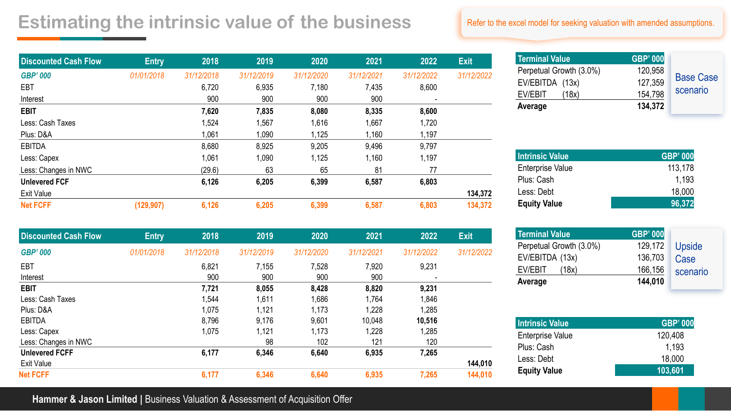# Estimating the intrinsic value of the business

Refer to the excel model for seeking valuation with amended assumptions.

| Discounted Cash Flow | Entry | 2018 | 2019 | 2020 | 2021 | 2022 | Exit |
|---|---|---|---|---|---|---|---|
| *GBP' 000* | *01/01/2018* | *31/12/2018* | *31/12/2019* | *31/12/2020* | *31/12/2021* | *31/12/2022* | *31/12/2022* |
| EBT | | 6,720 | 6,935 | 7,180 | 7,435 | 8,600 | |
| Interest | | 900 | 900 | 900 | 900 | - | |
| **EBIT** | | **7,620** | **7,835** | **8,080** | **8,335** | **8,600** | |
| Less: Cash Taxes | | 1,524 | 1,567 | 1,616 | 1,667 | 1,720 | |
| Plus: D&A | | 1,061 | 1,090 | 1,125 | 1,160 | 1,197 | |
| EBITDA | | 8,680 | 8,925 | 9,205 | 9,496 | 9,797 | |
| Less: Capex | | 1,061 | 1,090 | 1,125 | 1,160 | 1,197 | |
| Less: Changes in NWC | | (29.6) | 63 | 65 | 81 | 77 | |
| **Unlevered FCF** | | **6,126** | **6,205** | **6,399** | **6,587** | **6,803** | |
| Exit Value | | | | | | | **134,372** |
| **Net FCFF** | **(129,907)** | **6,126** | **6,205** | **6,399** | **6,587** | **6,803** | **134,372** |

| Terminal Value | GBP' 000 |
|---|---|
| Perpetual Growth (3.0%) | 120,958 |
| EV/EBITDA (13x) | 127,359 |
| EV/EBIT (18x) | 154,798 |
| **Average** | **134,372** |

Base Case scenario

| Intrinsic Value | GBP' 000 |
|---|---|
| Enterprise Value | 113,178 |
| Plus: Cash | 1,193 |
| Less: Debt | 18,000 |
| **Equity Value** | **96,372** |

| Discounted Cash Flow | Entry | 2018 | 2019 | 2020 | 2021 | 2022 | Exit |
|---|---|---|---|---|---|---|---|
| *GBP' 000* | *01/01/2018* | *31/12/2018* | *31/12/2019* | *31/12/2020* | *31/12/2021* | *31/12/2022* | *31/12/2022* |
| EBT | | 6,821 | 7,155 | 7,528 | 7,920 | 9,231 | |
| Interest | | 900 | 900 | 900 | 900 | - | |
| **EBIT** | | **7,721** | **8,055** | **8,428** | **8,820** | **9,231** | |
| Less: Cash Taxes | | 1,544 | 1,611 | 1,686 | 1,764 | 1,846 | |
| Plus: D&A | | 1,075 | 1,121 | 1,173 | 1,228 | 1,285 | |
| EBITDA | | 8,796 | 9,176 | 9,601 | 10,048 | **10,516** | |
| Less: Capex | | 1,075 | 1,121 | 1,173 | 1,228 | 1,285 | |
| Less: Changes in NWC | | | 98 | 102 | 121 | 120 | |
| **Unlevered FCFF** | | **6,177** | **6,346** | **6,640** | **6,935** | **7,265** | |
| Exit Value | | | | | | | **144,010** |
| **Net FCFF** | | **6,177** | **6,346** | **6,640** | **6,935** | **7,265** | **144,010** |

| Terminal Value | GBP' 000 |
|---|---|
| Perpetual Growth (3.0%) | 129,172 |
| EV/EBITDA (13x) | 136,703 |
| EV/EBIT (18x) | 166,156 |
| **Average** | **144,010** |

Upside Case scenario

| Intrinsic Value | GBP' 000 |
|---|---|
| Enterprise Value | 120,408 |
| Plus: Cash | 1,193 |
| Less: Debt | 18,000 |
| **Equity Value** | **103,601** |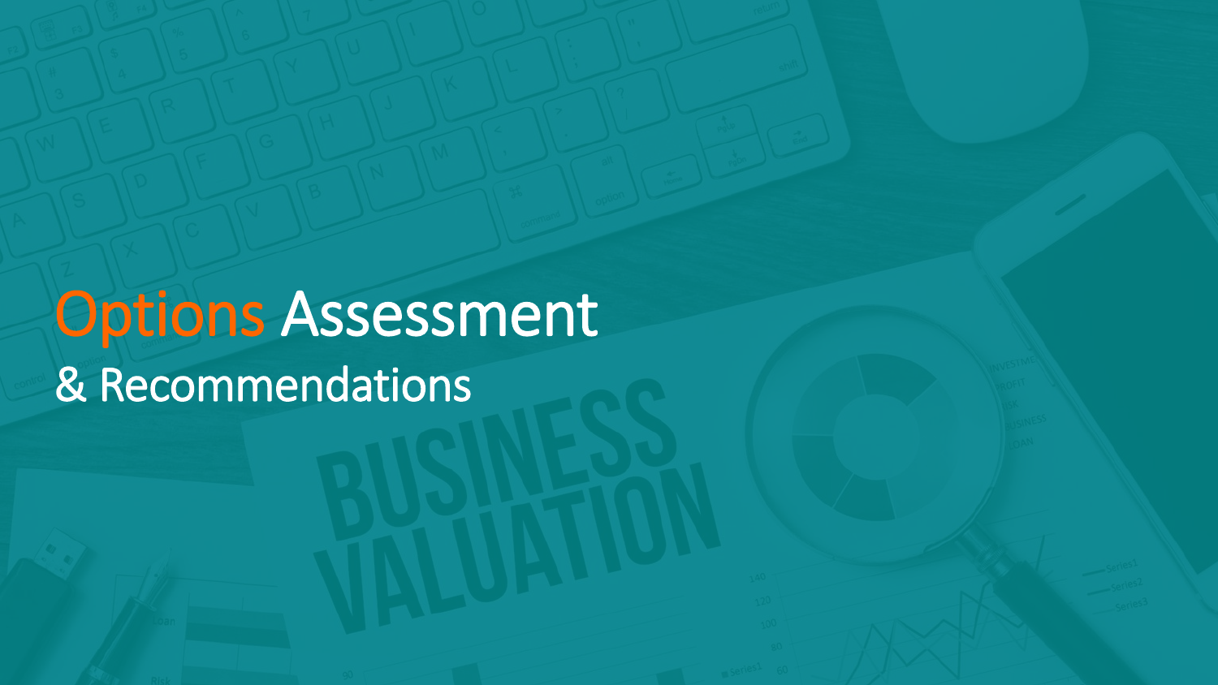# Options Assessment

## & Recommendations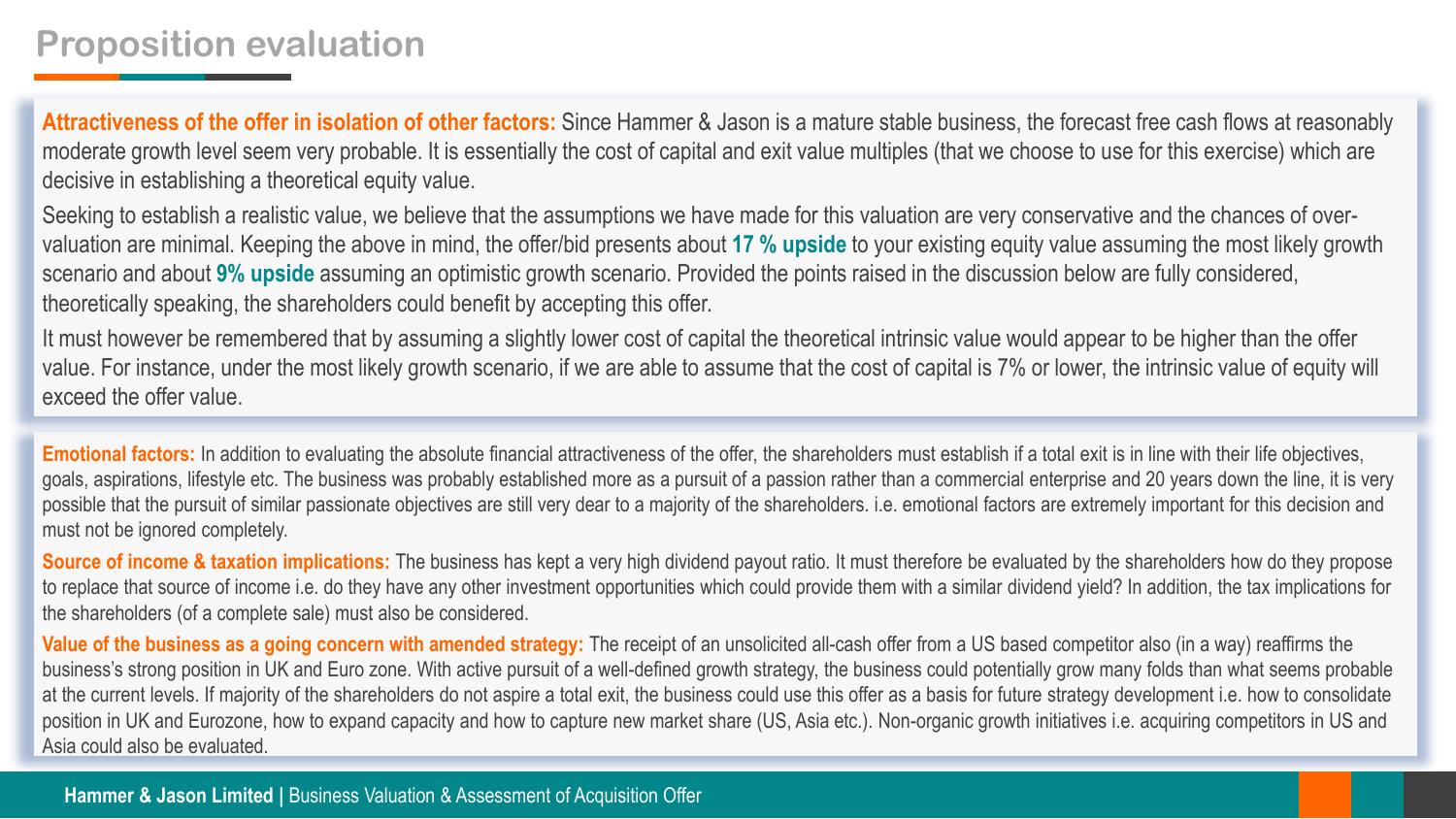# Proposition evaluation

**Attractiveness of the offer in isolation of other factors:** Since Hammer & Jason is a mature stable business, the forecast free cash flows at reasonably moderate growth level seem very probable. It is essentially the cost of capital and exit value multiples (that we choose to use for this exercise) which are decisive in establishing a theoretical equity value.

Seeking to establish a realistic value, we believe that the assumptions we have made for this valuation are very conservative and the chances of over-valuation are minimal. Keeping the above in mind, the offer/bid presents about **17 % upside** to your existing equity value assuming the most likely growth scenario and about **9% upside** assuming an optimistic growth scenario. Provided the points raised in the discussion below are fully considered, theoretically speaking, the shareholders could benefit by accepting this offer.

It must however be remembered that by assuming a slightly lower cost of capital the theoretical intrinsic value would appear to be higher than the offer value. For instance, under the most likely growth scenario, if we are able to assume that the cost of capital is 7% or lower, the intrinsic value of equity will exceed the offer value.

**Emotional factors:** In addition to evaluating the absolute financial attractiveness of the offer, the shareholders must establish if a total exit is in line with their life objectives, goals, aspirations, lifestyle etc. The business was probably established more as a pursuit of a passion rather than a commercial enterprise and 20 years down the line, it is very possible that the pursuit of similar passionate objectives are still very dear to a majority of the shareholders. i.e. emotional factors are extremely important for this decision and must not be ignored completely.

**Source of income & taxation implications:** The business has kept a very high dividend payout ratio. It must therefore be evaluated by the shareholders how do they propose to replace that source of income i.e. do they have any other investment opportunities which could provide them with a similar dividend yield? In addition, the tax implications for the shareholders (of a complete sale) must also be considered.

**Value of the business as a going concern with amended strategy:** The receipt of an unsolicited all-cash offer from a US based competitor also (in a way) reaffirms the business's strong position in UK and Euro zone. With active pursuit of a well-defined growth strategy, the business could potentially grow many folds than what seems probable at the current levels. If majority of the shareholders do not aspire a total exit, the business could use this offer as a basis for future strategy development i.e. how to consolidate position in UK and Eurozone, how to expand capacity and how to capture new market share (US, Asia etc.). Non-organic growth initiatives i.e. acquiring competitors in US and Asia could also be evaluated.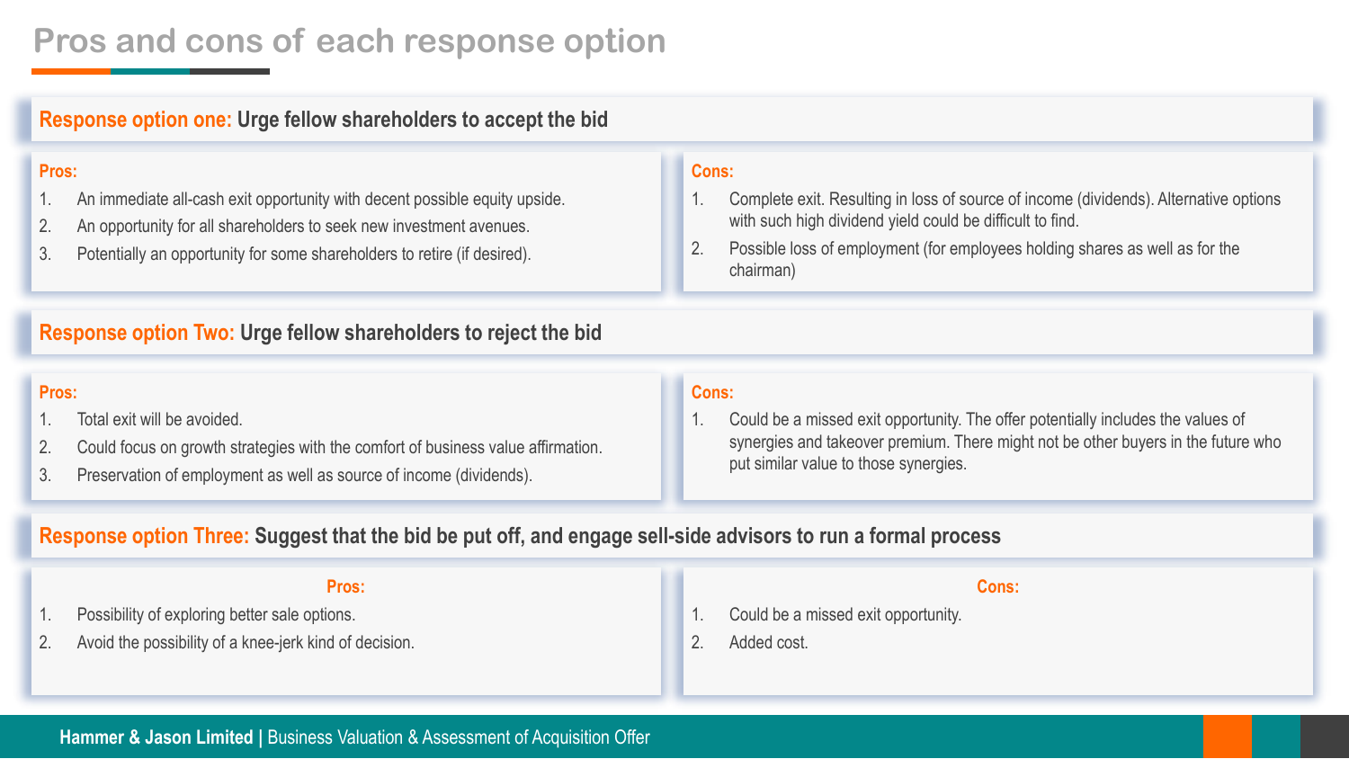# Pros and cons of each response option

## Response option one: Urge fellow shareholders to accept the bid

**Pros:**

1. An immediate all-cash exit opportunity with decent possible equity upside.
2. An opportunity for all shareholders to seek new investment avenues.
3. Potentially an opportunity for some shareholders to retire (if desired).

**Cons:**

1. Complete exit. Resulting in loss of source of income (dividends). Alternative options with such high dividend yield could be difficult to find.
2. Possible loss of employment (for employees holding shares as well as for the chairman)

## Response option Two: Urge fellow shareholders to reject the bid

**Pros:**

1. Total exit will be avoided.
2. Could focus on growth strategies with the comfort of business value affirmation.
3. Preservation of employment as well as source of income (dividends).

**Cons:**

1. Could be a missed exit opportunity. The offer potentially includes the values of synergies and takeover premium. There might not be other buyers in the future who put similar value to those synergies.

## Response option Three: Suggest that the bid be put off, and engage sell-side advisors to run a formal process

**Pros:**

1. Possibility of exploring better sale options.
2. Avoid the possibility of a knee-jerk kind of decision.

**Cons:**

1. Could be a missed exit opportunity.
2. Added cost.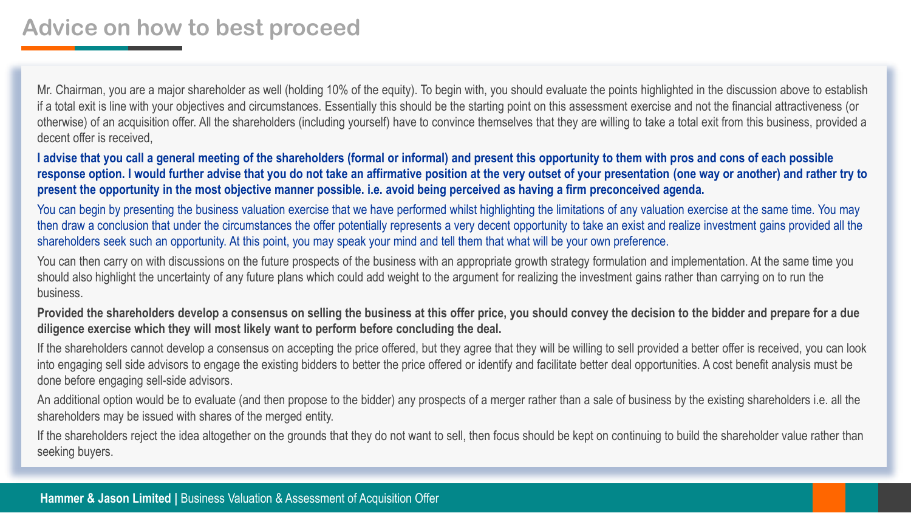# Advice on how to best proceed

Mr. Chairman, you are a major shareholder as well (holding 10% of the equity). To begin with, you should evaluate the points highlighted in the discussion above to establish if a total exit is line with your objectives and circumstances. Essentially this should be the starting point on this assessment exercise and not the financial attractiveness (or otherwise) of an acquisition offer. All the shareholders (including yourself) have to convince themselves that they are willing to take a total exit from this business, provided a decent offer is received,

**I advise that you call a general meeting of the shareholders (formal or informal) and present this opportunity to them with pros and cons of each possible response option. I would further advise that you do not take an affirmative position at the very outset of your presentation (one way or another) and rather try to present the opportunity in the most objective manner possible. i.e. avoid being perceived as having a firm preconceived agenda.**

You can begin by presenting the business valuation exercise that we have performed whilst highlighting the limitations of any valuation exercise at the same time. You may then draw a conclusion that under the circumstances the offer potentially represents a very decent opportunity to take an exist and realize investment gains provided all the shareholders seek such an opportunity. At this point, you may speak your mind and tell them that what will be your own preference.

You can then carry on with discussions on the future prospects of the business with an appropriate growth strategy formulation and implementation. At the same time you should also highlight the uncertainty of any future plans which could add weight to the argument for realizing the investment gains rather than carrying on to run the business.

**Provided the shareholders develop a consensus on selling the business at this offer price, you should convey the decision to the bidder and prepare for a due diligence exercise which they will most likely want to perform before concluding the deal.**

If the shareholders cannot develop a consensus on accepting the price offered, but they agree that they will be willing to sell provided a better offer is received, you can look into engaging sell side advisors to engage the existing bidders to better the price offered or identify and facilitate better deal opportunities. A cost benefit analysis must be done before engaging sell-side advisors.

An additional option would be to evaluate (and then propose to the bidder) any prospects of a merger rather than a sale of business by the existing shareholders i.e. all the shareholders may be issued with shares of the merged entity.

If the shareholders reject the idea altogether on the grounds that they do not want to sell, then focus should be kept on continuing to build the shareholder value rather than seeking buyers.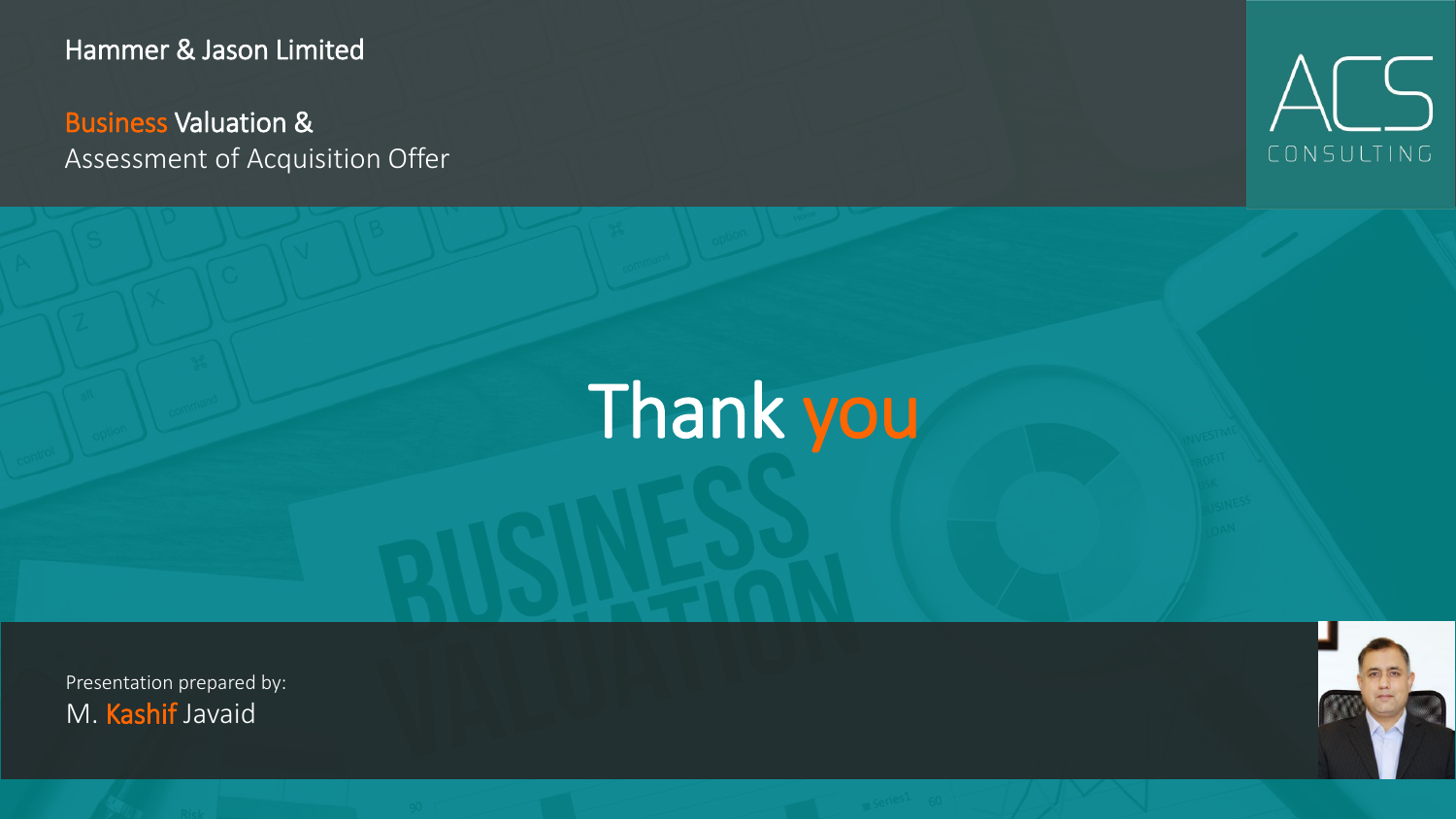Hammer & Jason Limited

Business Valuation &
Assessment of Acquisition Offer

ACS
CONSULTING

# Thank you

Presentation prepared by:
M. Kashif Javaid